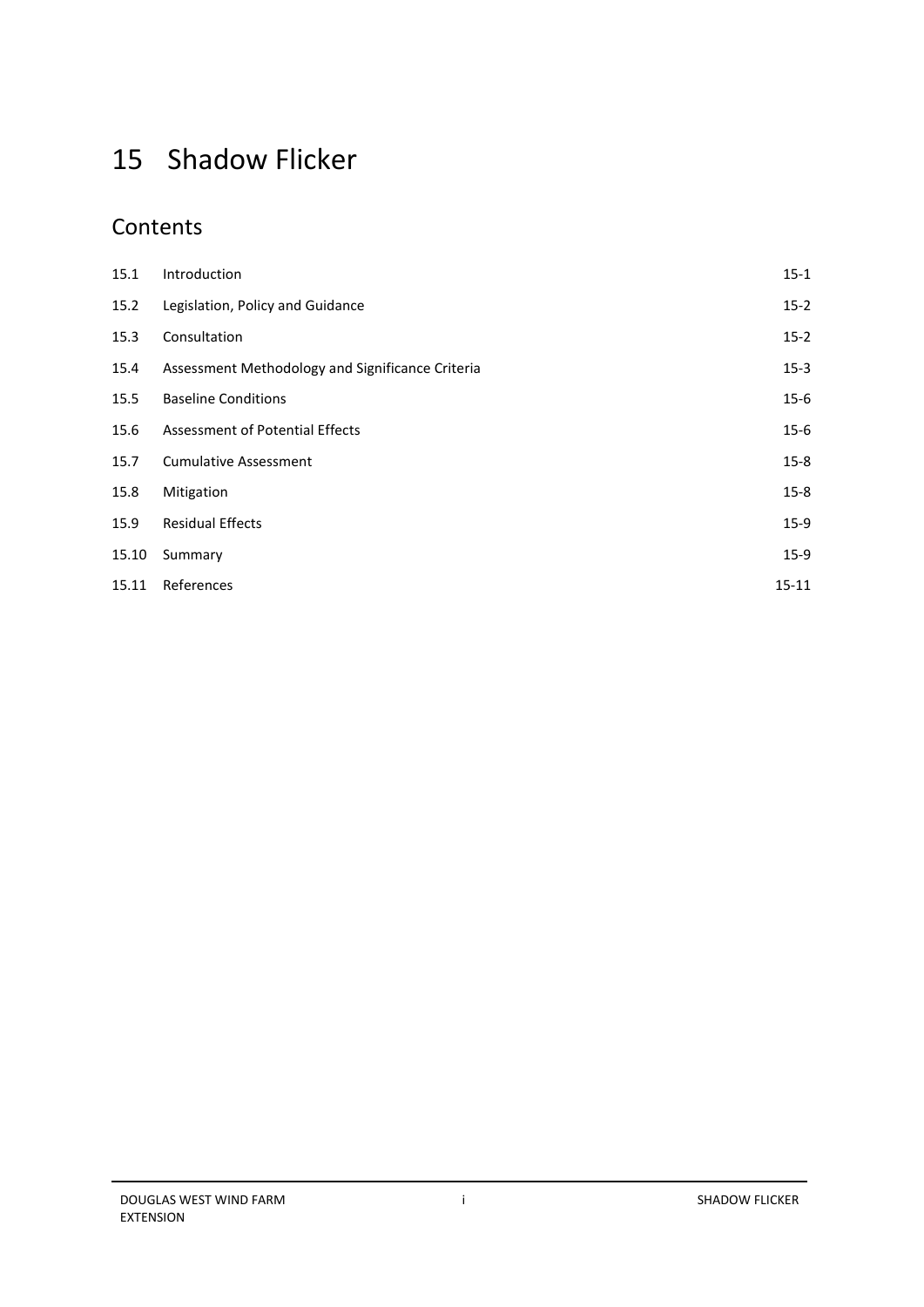# 15 Shadow Flicker

## Contents

| | | |
|---|---|---|
| 15.1 | Introduction | 15-1 |
| 15.2 | Legislation, Policy and Guidance | 15-2 |
| 15.3 | Consultation | 15-2 |
| 15.4 | Assessment Methodology and Significance Criteria | 15-3 |
| 15.5 | Baseline Conditions | 15-6 |
| 15.6 | Assessment of Potential Effects | 15-6 |
| 15.7 | Cumulative Assessment | 15-8 |
| 15.8 | Mitigation | 15-8 |
| 15.9 | Residual Effects | 15-9 |
| 15.10 | Summary | 15-9 |
| 15.11 | References | 15-11 |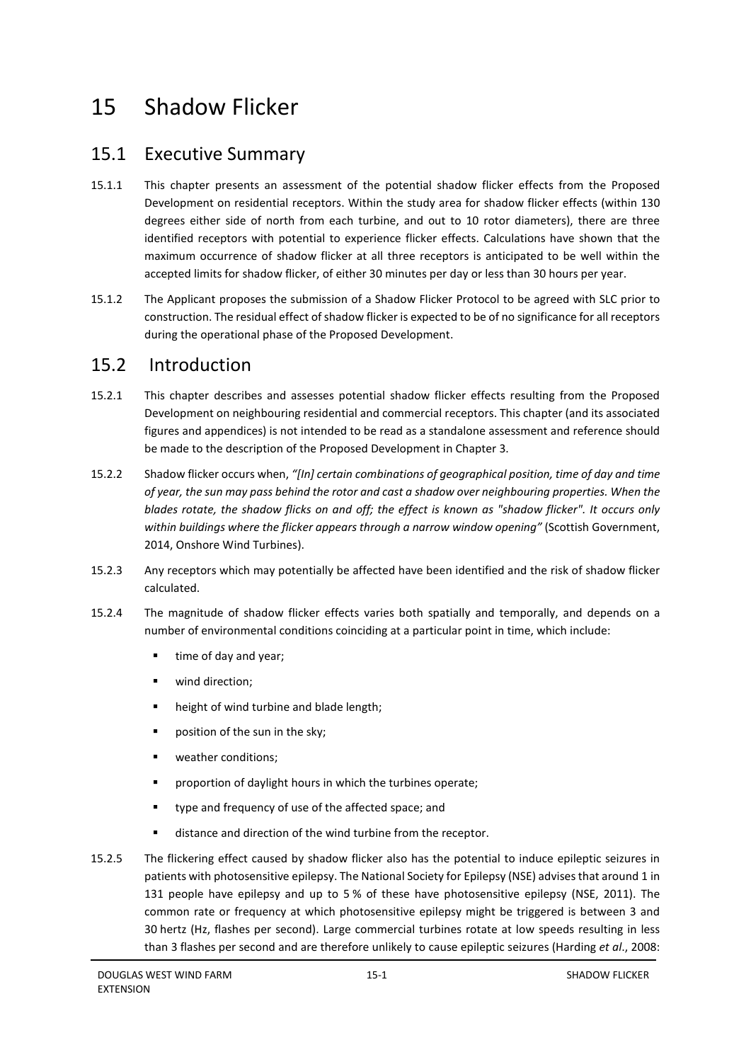# 15 Shadow Flicker

## 15.1 Executive Summary

15.1.1 This chapter presents an assessment of the potential shadow flicker effects from the Proposed Development on residential receptors. Within the study area for shadow flicker effects (within 130 degrees either side of north from each turbine, and out to 10 rotor diameters), there are three identified receptors with potential to experience flicker effects. Calculations have shown that the maximum occurrence of shadow flicker at all three receptors is anticipated to be well within the accepted limits for shadow flicker, of either 30 minutes per day or less than 30 hours per year.

15.1.2 The Applicant proposes the submission of a Shadow Flicker Protocol to be agreed with SLC prior to construction. The residual effect of shadow flicker is expected to be of no significance for all receptors during the operational phase of the Proposed Development.

## 15.2 Introduction

15.2.1 This chapter describes and assesses potential shadow flicker effects resulting from the Proposed Development on neighbouring residential and commercial receptors. This chapter (and its associated figures and appendices) is not intended to be read as a standalone assessment and reference should be made to the description of the Proposed Development in Chapter 3.

15.2.2 Shadow flicker occurs when, *"[In] certain combinations of geographical position, time of day and time of year, the sun may pass behind the rotor and cast a shadow over neighbouring properties. When the blades rotate, the shadow flicks on and off; the effect is known as "shadow flicker". It occurs only within buildings where the flicker appears through a narrow window opening"* (Scottish Government, 2014, Onshore Wind Turbines).

15.2.3 Any receptors which may potentially be affected have been identified and the risk of shadow flicker calculated.

15.2.4 The magnitude of shadow flicker effects varies both spatially and temporally, and depends on a number of environmental conditions coinciding at a particular point in time, which include:

- time of day and year;
- wind direction;
- height of wind turbine and blade length;
- position of the sun in the sky;
- weather conditions;
- proportion of daylight hours in which the turbines operate;
- type and frequency of use of the affected space; and
- distance and direction of the wind turbine from the receptor.

15.2.5 The flickering effect caused by shadow flicker also has the potential to induce epileptic seizures in patients with photosensitive epilepsy. The National Society for Epilepsy (NSE) advises that around 1 in 131 people have epilepsy and up to 5 % of these have photosensitive epilepsy (NSE, 2011). The common rate or frequency at which photosensitive epilepsy might be triggered is between 3 and 30 hertz (Hz, flashes per second). Large commercial turbines rotate at low speeds resulting in less than 3 flashes per second and are therefore unlikely to cause epileptic seizures (Harding *et al*., 2008: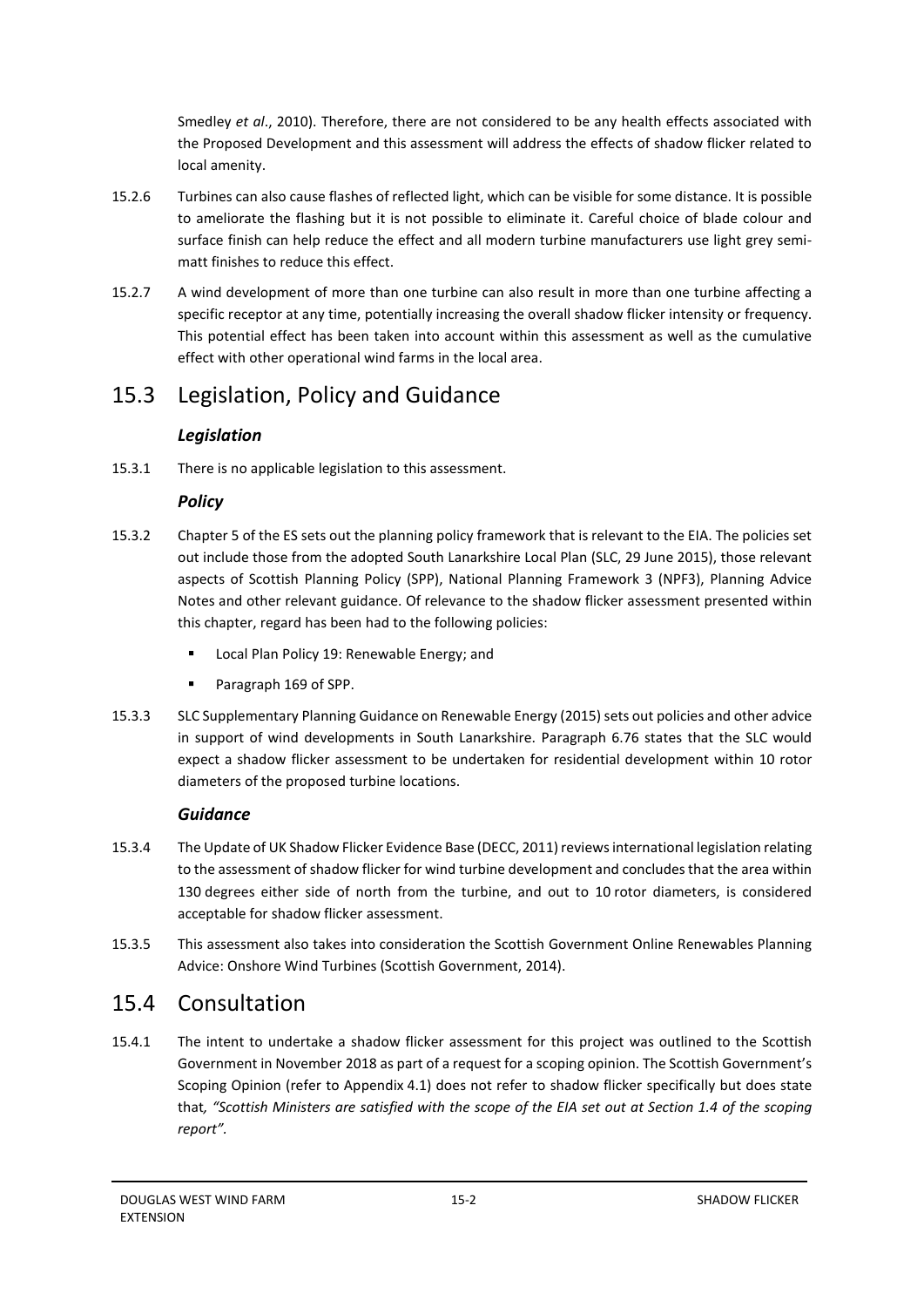Smedley *et al*., 2010). Therefore, there are not considered to be any health effects associated with the Proposed Development and this assessment will address the effects of shadow flicker related to local amenity.

15.2.6 Turbines can also cause flashes of reflected light, which can be visible for some distance. It is possible to ameliorate the flashing but it is not possible to eliminate it. Careful choice of blade colour and surface finish can help reduce the effect and all modern turbine manufacturers use light grey semi-matt finishes to reduce this effect.

15.2.7 A wind development of more than one turbine can also result in more than one turbine affecting a specific receptor at any time, potentially increasing the overall shadow flicker intensity or frequency. This potential effect has been taken into account within this assessment as well as the cumulative effect with other operational wind farms in the local area.

## 15.3 Legislation, Policy and Guidance

### *Legislation*

15.3.1 There is no applicable legislation to this assessment.

### *Policy*

15.3.2 Chapter 5 of the ES sets out the planning policy framework that is relevant to the EIA. The policies set out include those from the adopted South Lanarkshire Local Plan (SLC, 29 June 2015), those relevant aspects of Scottish Planning Policy (SPP), National Planning Framework 3 (NPF3), Planning Advice Notes and other relevant guidance. Of relevance to the shadow flicker assessment presented within this chapter, regard has been had to the following policies:

- Local Plan Policy 19: Renewable Energy; and
- Paragraph 169 of SPP.

15.3.3 SLC Supplementary Planning Guidance on Renewable Energy (2015) sets out policies and other advice in support of wind developments in South Lanarkshire. Paragraph 6.76 states that the SLC would expect a shadow flicker assessment to be undertaken for residential development within 10 rotor diameters of the proposed turbine locations.

### *Guidance*

15.3.4 The Update of UK Shadow Flicker Evidence Base (DECC, 2011) reviews international legislation relating to the assessment of shadow flicker for wind turbine development and concludes that the area within 130 degrees either side of north from the turbine, and out to 10 rotor diameters, is considered acceptable for shadow flicker assessment.

15.3.5 This assessment also takes into consideration the Scottish Government Online Renewables Planning Advice: Onshore Wind Turbines (Scottish Government, 2014).

## 15.4 Consultation

15.4.1 The intent to undertake a shadow flicker assessment for this project was outlined to the Scottish Government in November 2018 as part of a request for a scoping opinion. The Scottish Government's Scoping Opinion (refer to Appendix 4.1) does not refer to shadow flicker specifically but does state that*, "Scottish Ministers are satisfied with the scope of the EIA set out at Section 1.4 of the scoping report"*.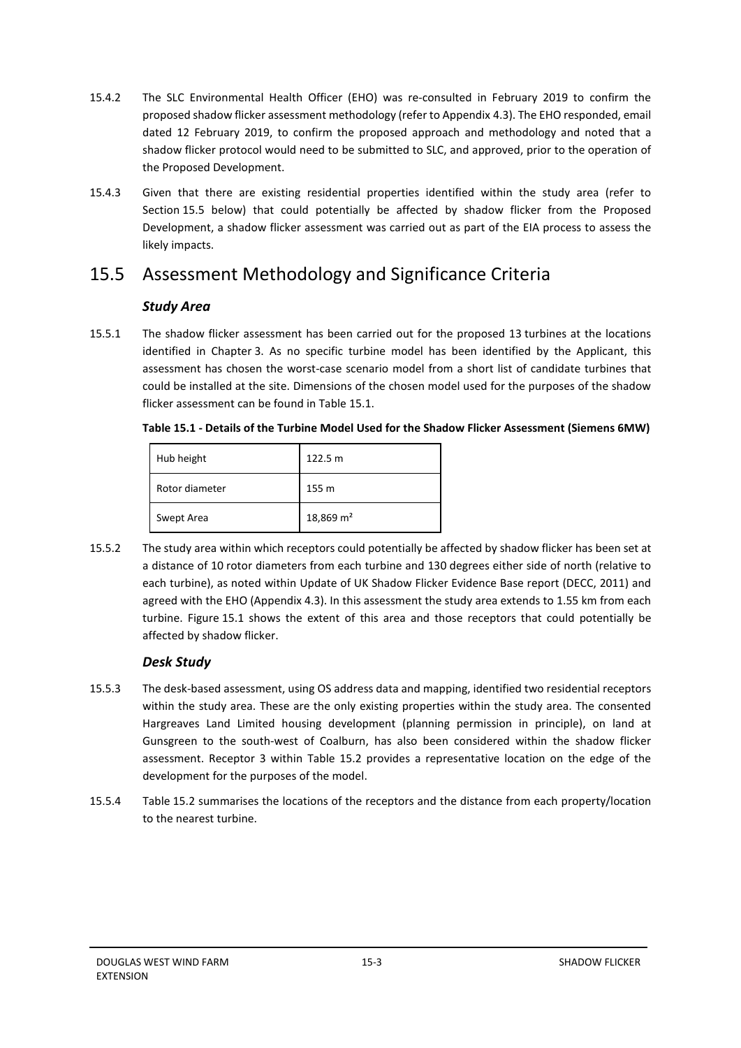15.4.2 The SLC Environmental Health Officer (EHO) was re-consulted in February 2019 to confirm the proposed shadow flicker assessment methodology (refer to Appendix 4.3). The EHO responded, email dated 12 February 2019, to confirm the proposed approach and methodology and noted that a shadow flicker protocol would need to be submitted to SLC, and approved, prior to the operation of the Proposed Development.

15.4.3 Given that there are existing residential properties identified within the study area (refer to Section 15.5 below) that could potentially be affected by shadow flicker from the Proposed Development, a shadow flicker assessment was carried out as part of the EIA process to assess the likely impacts.

## 15.5 Assessment Methodology and Significance Criteria

### *Study Area*

15.5.1 The shadow flicker assessment has been carried out for the proposed 13 turbines at the locations identified in Chapter 3. As no specific turbine model has been identified by the Applicant, this assessment has chosen the worst-case scenario model from a short list of candidate turbines that could be installed at the site. Dimensions of the chosen model used for the purposes of the shadow flicker assessment can be found in Table 15.1.

**Table 15.1 - Details of the Turbine Model Used for the Shadow Flicker Assessment (Siemens 6MW)**

| | |
|---|---|
| Hub height | 122.5 m |
| Rotor diameter | 155 m |
| Swept Area | 18,869 m² |

15.5.2 The study area within which receptors could potentially be affected by shadow flicker has been set at a distance of 10 rotor diameters from each turbine and 130 degrees either side of north (relative to each turbine), as noted within Update of UK Shadow Flicker Evidence Base report (DECC, 2011) and agreed with the EHO (Appendix 4.3). In this assessment the study area extends to 1.55 km from each turbine. Figure 15.1 shows the extent of this area and those receptors that could potentially be affected by shadow flicker.

### *Desk Study*

15.5.3 The desk-based assessment, using OS address data and mapping, identified two residential receptors within the study area. These are the only existing properties within the study area. The consented Hargreaves Land Limited housing development (planning permission in principle), on land at Gunsgreen to the south-west of Coalburn, has also been considered within the shadow flicker assessment. Receptor 3 within Table 15.2 provides a representative location on the edge of the development for the purposes of the model.

15.5.4 Table 15.2 summarises the locations of the receptors and the distance from each property/location to the nearest turbine.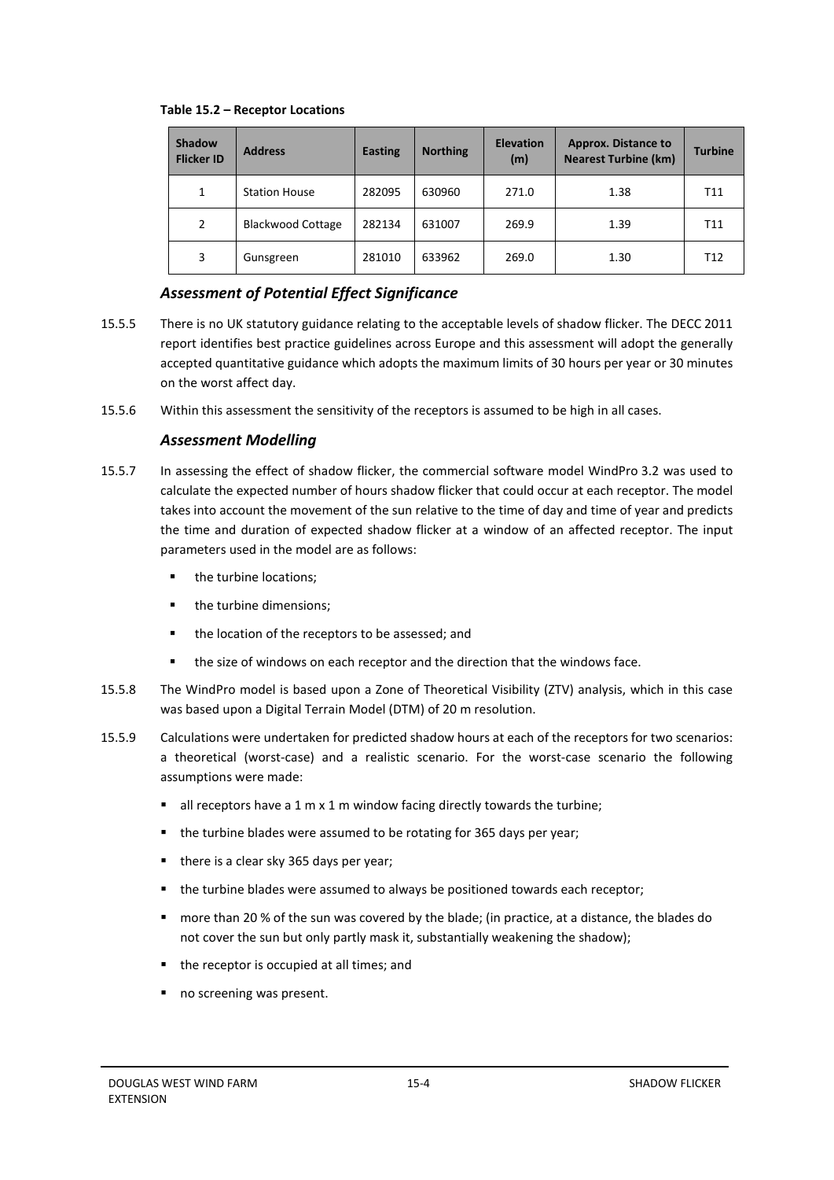**Table 15.2 – Receptor Locations**

| Shadow Flicker ID | Address | Easting | Northing | Elevation (m) | Approx. Distance to Nearest Turbine (km) | Turbine |
|---|---|---|---|---|---|---|
| 1 | Station House | 282095 | 630960 | 271.0 | 1.38 | T11 |
| 2 | Blackwood Cottage | 282134 | 631007 | 269.9 | 1.39 | T11 |
| 3 | Gunsgreen | 281010 | 633962 | 269.0 | 1.30 | T12 |

### *Assessment of Potential Effect Significance*

15.5.5 There is no UK statutory guidance relating to the acceptable levels of shadow flicker. The DECC 2011 report identifies best practice guidelines across Europe and this assessment will adopt the generally accepted quantitative guidance which adopts the maximum limits of 30 hours per year or 30 minutes on the worst affect day.

15.5.6 Within this assessment the sensitivity of the receptors is assumed to be high in all cases.

### *Assessment Modelling*

15.5.7 In assessing the effect of shadow flicker, the commercial software model WindPro 3.2 was used to calculate the expected number of hours shadow flicker that could occur at each receptor. The model takes into account the movement of the sun relative to the time of day and time of year and predicts the time and duration of expected shadow flicker at a window of an affected receptor. The input parameters used in the model are as follows:

- the turbine locations;
- the turbine dimensions;
- the location of the receptors to be assessed; and
- the size of windows on each receptor and the direction that the windows face.

15.5.8 The WindPro model is based upon a Zone of Theoretical Visibility (ZTV) analysis, which in this case was based upon a Digital Terrain Model (DTM) of 20 m resolution.

15.5.9 Calculations were undertaken for predicted shadow hours at each of the receptors for two scenarios: a theoretical (worst-case) and a realistic scenario. For the worst-case scenario the following assumptions were made:

- all receptors have a 1 m x 1 m window facing directly towards the turbine;
- the turbine blades were assumed to be rotating for 365 days per year;
- there is a clear sky 365 days per year;
- the turbine blades were assumed to always be positioned towards each receptor;
- more than 20 % of the sun was covered by the blade; (in practice, at a distance, the blades do not cover the sun but only partly mask it, substantially weakening the shadow);
- the receptor is occupied at all times; and
- no screening was present.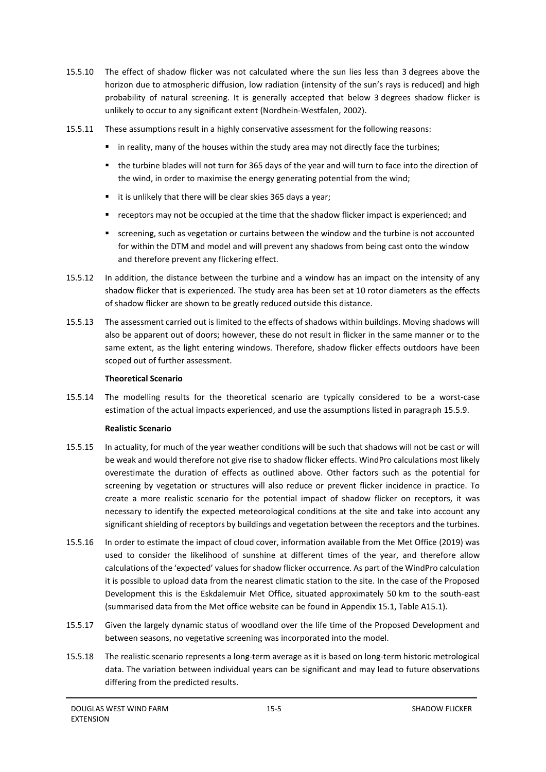15.5.10 The effect of shadow flicker was not calculated where the sun lies less than 3 degrees above the horizon due to atmospheric diffusion, low radiation (intensity of the sun's rays is reduced) and high probability of natural screening. It is generally accepted that below 3 degrees shadow flicker is unlikely to occur to any significant extent (Nordhein-Westfalen, 2002).

15.5.11 These assumptions result in a highly conservative assessment for the following reasons:

- in reality, many of the houses within the study area may not directly face the turbines;
- the turbine blades will not turn for 365 days of the year and will turn to face into the direction of the wind, in order to maximise the energy generating potential from the wind;
- it is unlikely that there will be clear skies 365 days a year;
- receptors may not be occupied at the time that the shadow flicker impact is experienced; and
- screening, such as vegetation or curtains between the window and the turbine is not accounted for within the DTM and model and will prevent any shadows from being cast onto the window and therefore prevent any flickering effect.

15.5.12 In addition, the distance between the turbine and a window has an impact on the intensity of any shadow flicker that is experienced. The study area has been set at 10 rotor diameters as the effects of shadow flicker are shown to be greatly reduced outside this distance.

15.5.13 The assessment carried out is limited to the effects of shadows within buildings. Moving shadows will also be apparent out of doors; however, these do not result in flicker in the same manner or to the same extent, as the light entering windows. Therefore, shadow flicker effects outdoors have been scoped out of further assessment.

**Theoretical Scenario**

15.5.14 The modelling results for the theoretical scenario are typically considered to be a worst-case estimation of the actual impacts experienced, and use the assumptions listed in paragraph 15.5.9.

**Realistic Scenario**

15.5.15 In actuality, for much of the year weather conditions will be such that shadows will not be cast or will be weak and would therefore not give rise to shadow flicker effects. WindPro calculations most likely overestimate the duration of effects as outlined above. Other factors such as the potential for screening by vegetation or structures will also reduce or prevent flicker incidence in practice. To create a more realistic scenario for the potential impact of shadow flicker on receptors, it was necessary to identify the expected meteorological conditions at the site and take into account any significant shielding of receptors by buildings and vegetation between the receptors and the turbines.

15.5.16 In order to estimate the impact of cloud cover, information available from the Met Office (2019) was used to consider the likelihood of sunshine at different times of the year, and therefore allow calculations of the 'expected' values for shadow flicker occurrence. As part of the WindPro calculation it is possible to upload data from the nearest climatic station to the site. In the case of the Proposed Development this is the Eskdalemuir Met Office, situated approximately 50 km to the south-east (summarised data from the Met office website can be found in Appendix 15.1, Table A15.1).

15.5.17 Given the largely dynamic status of woodland over the life time of the Proposed Development and between seasons, no vegetative screening was incorporated into the model.

15.5.18 The realistic scenario represents a long-term average as it is based on long-term historic metrological data. The variation between individual years can be significant and may lead to future observations differing from the predicted results.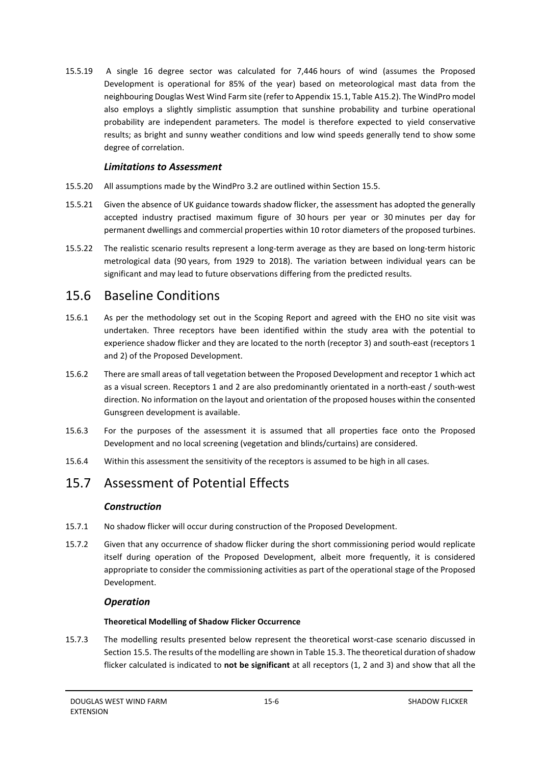15.5.19 A single 16 degree sector was calculated for 7,446 hours of wind (assumes the Proposed Development is operational for 85% of the year) based on meteorological mast data from the neighbouring Douglas West Wind Farm site (refer to Appendix 15.1, Table A15.2). The WindPro model also employs a slightly simplistic assumption that sunshine probability and turbine operational probability are independent parameters. The model is therefore expected to yield conservative results; as bright and sunny weather conditions and low wind speeds generally tend to show some degree of correlation.

### *Limitations to Assessment*

15.5.20 All assumptions made by the WindPro 3.2 are outlined within Section 15.5.

15.5.21 Given the absence of UK guidance towards shadow flicker, the assessment has adopted the generally accepted industry practised maximum figure of 30 hours per year or 30 minutes per day for permanent dwellings and commercial properties within 10 rotor diameters of the proposed turbines.

15.5.22 The realistic scenario results represent a long-term average as they are based on long-term historic metrological data (90 years, from 1929 to 2018). The variation between individual years can be significant and may lead to future observations differing from the predicted results.

## 15.6 Baseline Conditions

15.6.1 As per the methodology set out in the Scoping Report and agreed with the EHO no site visit was undertaken. Three receptors have been identified within the study area with the potential to experience shadow flicker and they are located to the north (receptor 3) and south-east (receptors 1 and 2) of the Proposed Development.

15.6.2 There are small areas of tall vegetation between the Proposed Development and receptor 1 which act as a visual screen. Receptors 1 and 2 are also predominantly orientated in a north-east / south-west direction. No information on the layout and orientation of the proposed houses within the consented Gunsgreen development is available.

15.6.3 For the purposes of the assessment it is assumed that all properties face onto the Proposed Development and no local screening (vegetation and blinds/curtains) are considered.

15.6.4 Within this assessment the sensitivity of the receptors is assumed to be high in all cases.

## 15.7 Assessment of Potential Effects

### *Construction*

15.7.1 No shadow flicker will occur during construction of the Proposed Development.

15.7.2 Given that any occurrence of shadow flicker during the short commissioning period would replicate itself during operation of the Proposed Development, albeit more frequently, it is considered appropriate to consider the commissioning activities as part of the operational stage of the Proposed Development.

### *Operation*

#### **Theoretical Modelling of Shadow Flicker Occurrence**

15.7.3 The modelling results presented below represent the theoretical worst-case scenario discussed in Section 15.5. The results of the modelling are shown in Table 15.3. The theoretical duration of shadow flicker calculated is indicated to **not be significant** at all receptors (1, 2 and 3) and show that all the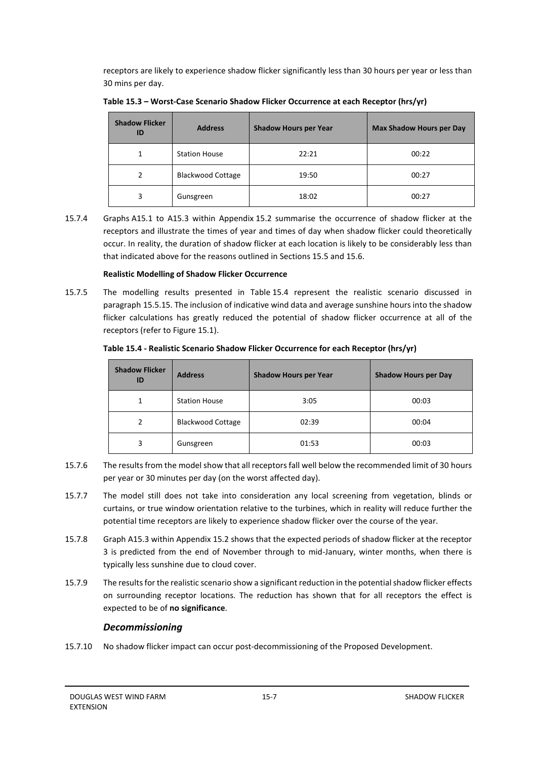receptors are likely to experience shadow flicker significantly less than 30 hours per year or less than 30 mins per day.

**Table 15.3 – Worst-Case Scenario Shadow Flicker Occurrence at each Receptor (hrs/yr)**

| Shadow Flicker ID | Address | Shadow Hours per Year | Max Shadow Hours per Day |
|---|---|---|---|
| 1 | Station House | 22:21 | 00:22 |
| 2 | Blackwood Cottage | 19:50 | 00:27 |
| 3 | Gunsgreen | 18:02 | 00:27 |

15.7.4 Graphs A15.1 to A15.3 within Appendix 15.2 summarise the occurrence of shadow flicker at the receptors and illustrate the times of year and times of day when shadow flicker could theoretically occur. In reality, the duration of shadow flicker at each location is likely to be considerably less than that indicated above for the reasons outlined in Sections 15.5 and 15.6.

**Realistic Modelling of Shadow Flicker Occurrence**

15.7.5 The modelling results presented in Table 15.4 represent the realistic scenario discussed in paragraph 15.5.15. The inclusion of indicative wind data and average sunshine hours into the shadow flicker calculations has greatly reduced the potential of shadow flicker occurrence at all of the receptors (refer to Figure 15.1).

**Table 15.4 - Realistic Scenario Shadow Flicker Occurrence for each Receptor (hrs/yr)**

| Shadow Flicker ID | Address | Shadow Hours per Year | Shadow Hours per Day |
|---|---|---|---|
| 1 | Station House | 3:05 | 00:03 |
| 2 | Blackwood Cottage | 02:39 | 00:04 |
| 3 | Gunsgreen | 01:53 | 00:03 |

15.7.6 The results from the model show that all receptors fall well below the recommended limit of 30 hours per year or 30 minutes per day (on the worst affected day).

15.7.7 The model still does not take into consideration any local screening from vegetation, blinds or curtains, or true window orientation relative to the turbines, which in reality will reduce further the potential time receptors are likely to experience shadow flicker over the course of the year.

15.7.8 Graph A15.3 within Appendix 15.2 shows that the expected periods of shadow flicker at the receptor 3 is predicted from the end of November through to mid-January, winter months, when there is typically less sunshine due to cloud cover.

15.7.9 The results for the realistic scenario show a significant reduction in the potential shadow flicker effects on surrounding receptor locations. The reduction has shown that for all receptors the effect is expected to be of **no significance**.

### *Decommissioning*

15.7.10 No shadow flicker impact can occur post-decommissioning of the Proposed Development.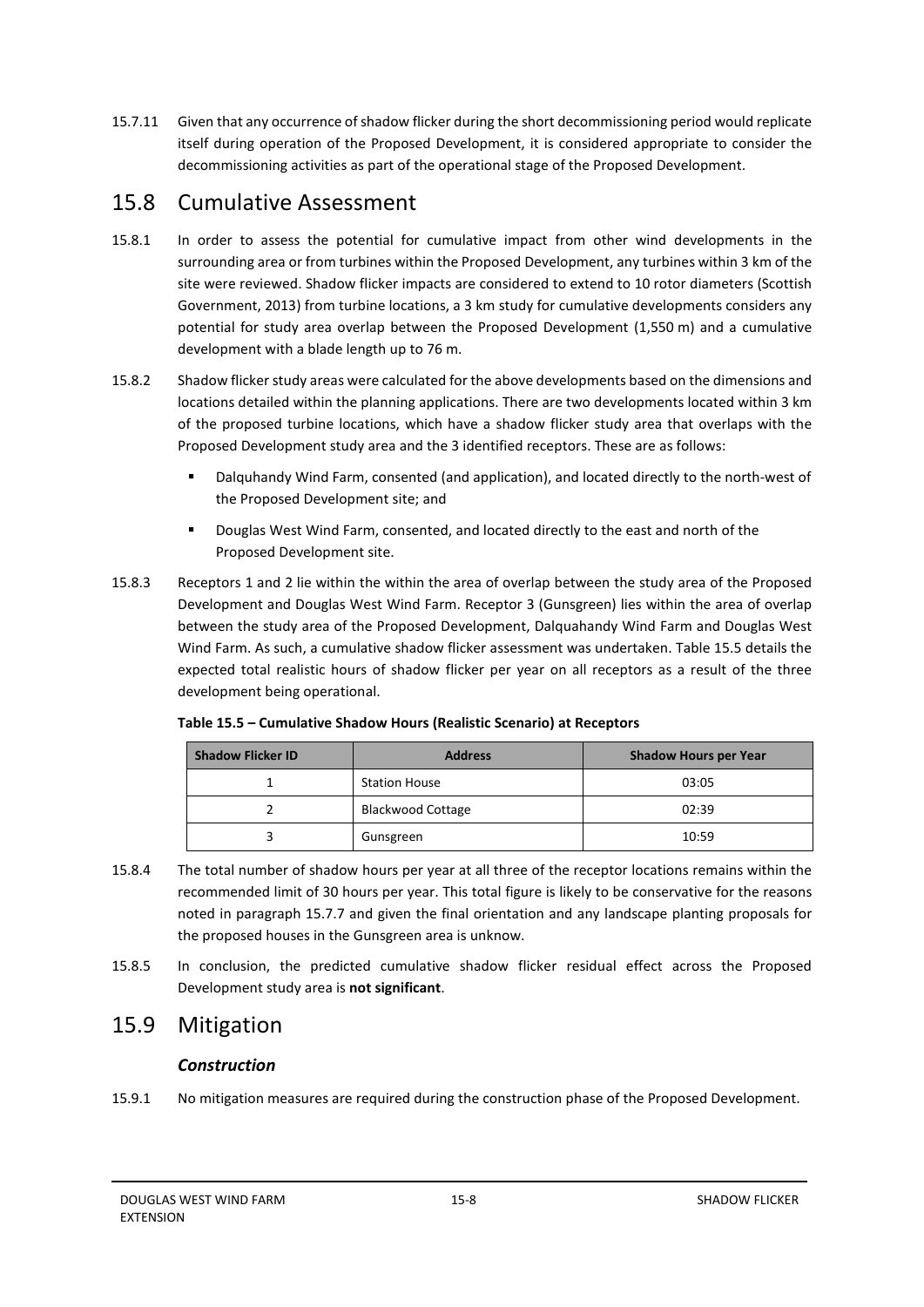15.7.11 Given that any occurrence of shadow flicker during the short decommissioning period would replicate itself during operation of the Proposed Development, it is considered appropriate to consider the decommissioning activities as part of the operational stage of the Proposed Development.

## 15.8 Cumulative Assessment

15.8.1 In order to assess the potential for cumulative impact from other wind developments in the surrounding area or from turbines within the Proposed Development, any turbines within 3 km of the site were reviewed. Shadow flicker impacts are considered to extend to 10 rotor diameters (Scottish Government, 2013) from turbine locations, a 3 km study for cumulative developments considers any potential for study area overlap between the Proposed Development (1,550 m) and a cumulative development with a blade length up to 76 m.

15.8.2 Shadow flicker study areas were calculated for the above developments based on the dimensions and locations detailed within the planning applications. There are two developments located within 3 km of the proposed turbine locations, which have a shadow flicker study area that overlaps with the Proposed Development study area and the 3 identified receptors. These are as follows:

- Dalquhandy Wind Farm, consented (and application), and located directly to the north-west of the Proposed Development site; and
- Douglas West Wind Farm, consented, and located directly to the east and north of the Proposed Development site.

15.8.3 Receptors 1 and 2 lie within the within the area of overlap between the study area of the Proposed Development and Douglas West Wind Farm. Receptor 3 (Gunsgreen) lies within the area of overlap between the study area of the Proposed Development, Dalquahandy Wind Farm and Douglas West Wind Farm. As such, a cumulative shadow flicker assessment was undertaken. Table 15.5 details the expected total realistic hours of shadow flicker per year on all receptors as a result of the three development being operational.

**Table 15.5 – Cumulative Shadow Hours (Realistic Scenario) at Receptors**

| Shadow Flicker ID | Address | Shadow Hours per Year |
|---|---|---|
| 1 | Station House | 03:05 |
| 2 | Blackwood Cottage | 02:39 |
| 3 | Gunsgreen | 10:59 |

15.8.4 The total number of shadow hours per year at all three of the receptor locations remains within the recommended limit of 30 hours per year. This total figure is likely to be conservative for the reasons noted in paragraph 15.7.7 and given the final orientation and any landscape planting proposals for the proposed houses in the Gunsgreen area is unknow.

15.8.5 In conclusion, the predicted cumulative shadow flicker residual effect across the Proposed Development study area is **not significant**.

## 15.9 Mitigation

### *Construction*

15.9.1 No mitigation measures are required during the construction phase of the Proposed Development.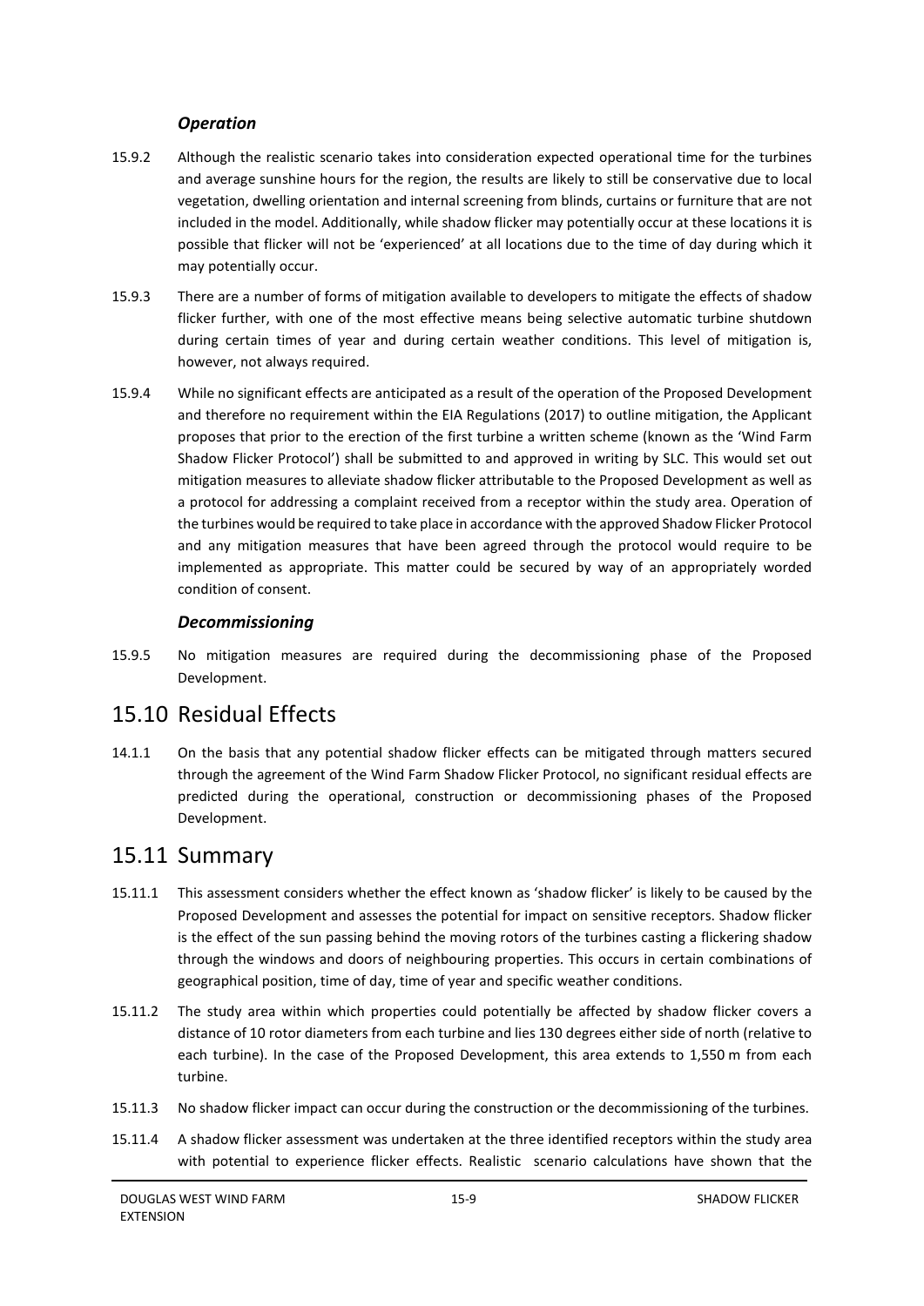### *Operation*

15.9.2 Although the realistic scenario takes into consideration expected operational time for the turbines and average sunshine hours for the region, the results are likely to still be conservative due to local vegetation, dwelling orientation and internal screening from blinds, curtains or furniture that are not included in the model. Additionally, while shadow flicker may potentially occur at these locations it is possible that flicker will not be 'experienced' at all locations due to the time of day during which it may potentially occur.

15.9.3 There are a number of forms of mitigation available to developers to mitigate the effects of shadow flicker further, with one of the most effective means being selective automatic turbine shutdown during certain times of year and during certain weather conditions. This level of mitigation is, however, not always required.

15.9.4 While no significant effects are anticipated as a result of the operation of the Proposed Development and therefore no requirement within the EIA Regulations (2017) to outline mitigation, the Applicant proposes that prior to the erection of the first turbine a written scheme (known as the 'Wind Farm Shadow Flicker Protocol') shall be submitted to and approved in writing by SLC. This would set out mitigation measures to alleviate shadow flicker attributable to the Proposed Development as well as a protocol for addressing a complaint received from a receptor within the study area. Operation of the turbines would be required to take place in accordance with the approved Shadow Flicker Protocol and any mitigation measures that have been agreed through the protocol would require to be implemented as appropriate. This matter could be secured by way of an appropriately worded condition of consent.

### *Decommissioning*

15.9.5 No mitigation measures are required during the decommissioning phase of the Proposed Development.

## 15.10 Residual Effects

14.1.1 On the basis that any potential shadow flicker effects can be mitigated through matters secured through the agreement of the Wind Farm Shadow Flicker Protocol, no significant residual effects are predicted during the operational, construction or decommissioning phases of the Proposed Development.

## 15.11 Summary

15.11.1 This assessment considers whether the effect known as 'shadow flicker' is likely to be caused by the Proposed Development and assesses the potential for impact on sensitive receptors. Shadow flicker is the effect of the sun passing behind the moving rotors of the turbines casting a flickering shadow through the windows and doors of neighbouring properties. This occurs in certain combinations of geographical position, time of day, time of year and specific weather conditions.

15.11.2 The study area within which properties could potentially be affected by shadow flicker covers a distance of 10 rotor diameters from each turbine and lies 130 degrees either side of north (relative to each turbine). In the case of the Proposed Development, this area extends to 1,550 m from each turbine.

15.11.3 No shadow flicker impact can occur during the construction or the decommissioning of the turbines.

15.11.4 A shadow flicker assessment was undertaken at the three identified receptors within the study area with potential to experience flicker effects. Realistic scenario calculations have shown that the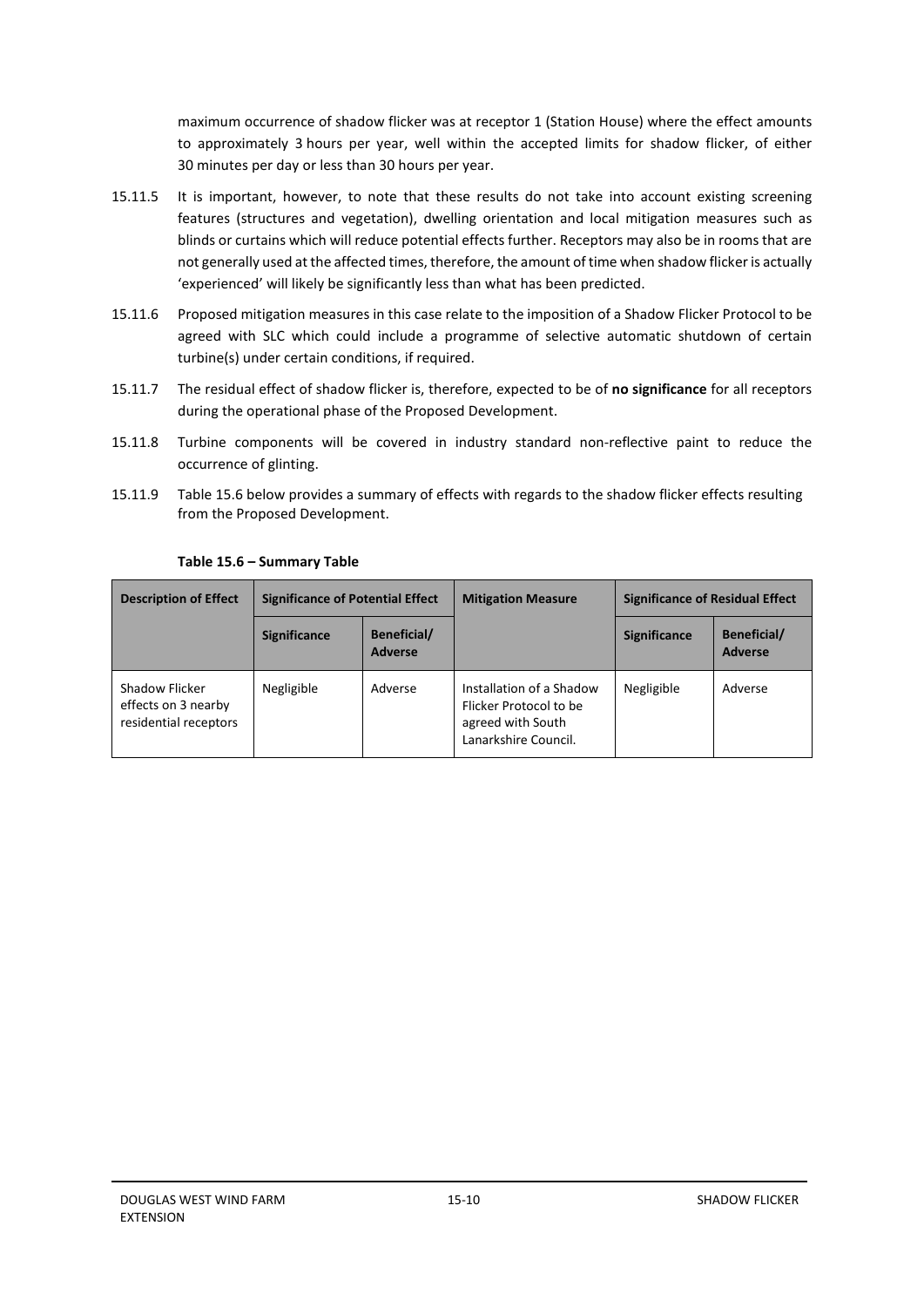maximum occurrence of shadow flicker was at receptor 1 (Station House) where the effect amounts to approximately 3 hours per year, well within the accepted limits for shadow flicker, of either 30 minutes per day or less than 30 hours per year.

15.11.5 It is important, however, to note that these results do not take into account existing screening features (structures and vegetation), dwelling orientation and local mitigation measures such as blinds or curtains which will reduce potential effects further. Receptors may also be in rooms that are not generally used at the affected times, therefore, the amount of time when shadow flicker is actually 'experienced' will likely be significantly less than what has been predicted.

15.11.6 Proposed mitigation measures in this case relate to the imposition of a Shadow Flicker Protocol to be agreed with SLC which could include a programme of selective automatic shutdown of certain turbine(s) under certain conditions, if required.

15.11.7 The residual effect of shadow flicker is, therefore, expected to be of **no significance** for all receptors during the operational phase of the Proposed Development.

15.11.8 Turbine components will be covered in industry standard non-reflective paint to reduce the occurrence of glinting.

15.11.9 Table 15.6 below provides a summary of effects with regards to the shadow flicker effects resulting from the Proposed Development.

**Table 15.6 – Summary Table**

| Description of Effect | Significance of Potential Effect | | Mitigation Measure | Significance of Residual Effect | |
|---|---|---|---|---|---|
| | Significance | Beneficial/ Adverse | | Significance | Beneficial/ Adverse |
| Shadow Flicker effects on 3 nearby residential receptors | Negligible | Adverse | Installation of a Shadow Flicker Protocol to be agreed with South Lanarkshire Council. | Negligible | Adverse |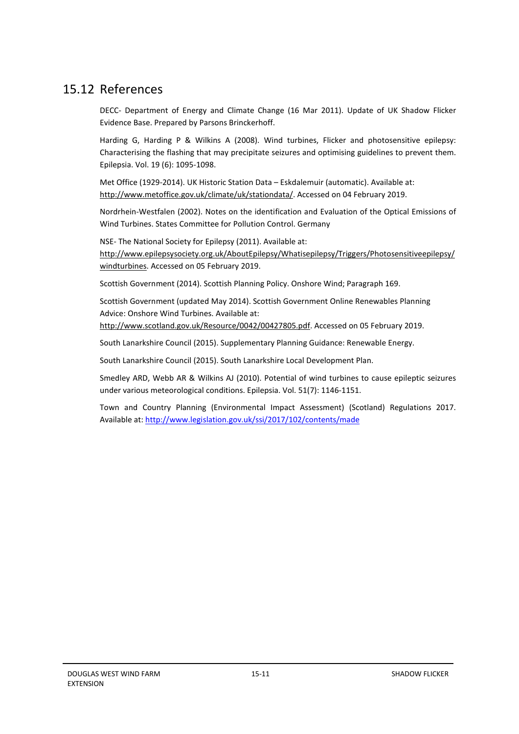## 15.12 References

DECC- Department of Energy and Climate Change (16 Mar 2011). Update of UK Shadow Flicker Evidence Base. Prepared by Parsons Brinckerhoff.

Harding G, Harding P & Wilkins A (2008). Wind turbines, Flicker and photosensitive epilepsy: Characterising the flashing that may precipitate seizures and optimising guidelines to prevent them. Epilepsia. Vol. 19 (6): 1095-1098.

Met Office (1929-2014). UK Historic Station Data – Eskdalemuir (automatic). Available at: http://www.metoffice.gov.uk/climate/uk/stationdata/. Accessed on 04 February 2019.

Nordrhein-Westfalen (2002). Notes on the identification and Evaluation of the Optical Emissions of Wind Turbines. States Committee for Pollution Control. Germany

NSE- The National Society for Epilepsy (2011). Available at: http://www.epilepsysociety.org.uk/AboutEpilepsy/Whatisepilepsy/Triggers/Photosensitiveepilepsy/windturbines. Accessed on 05 February 2019.

Scottish Government (2014). Scottish Planning Policy. Onshore Wind; Paragraph 169.

Scottish Government (updated May 2014). Scottish Government Online Renewables Planning Advice: Onshore Wind Turbines. Available at: http://www.scotland.gov.uk/Resource/0042/00427805.pdf. Accessed on 05 February 2019.

South Lanarkshire Council (2015). Supplementary Planning Guidance: Renewable Energy.

South Lanarkshire Council (2015). South Lanarkshire Local Development Plan.

Smedley ARD, Webb AR & Wilkins AJ (2010). Potential of wind turbines to cause epileptic seizures under various meteorological conditions. Epilepsia. Vol. 51(7): 1146-1151.

Town and Country Planning (Environmental Impact Assessment) (Scotland) Regulations 2017. Available at: http://www.legislation.gov.uk/ssi/2017/102/contents/made